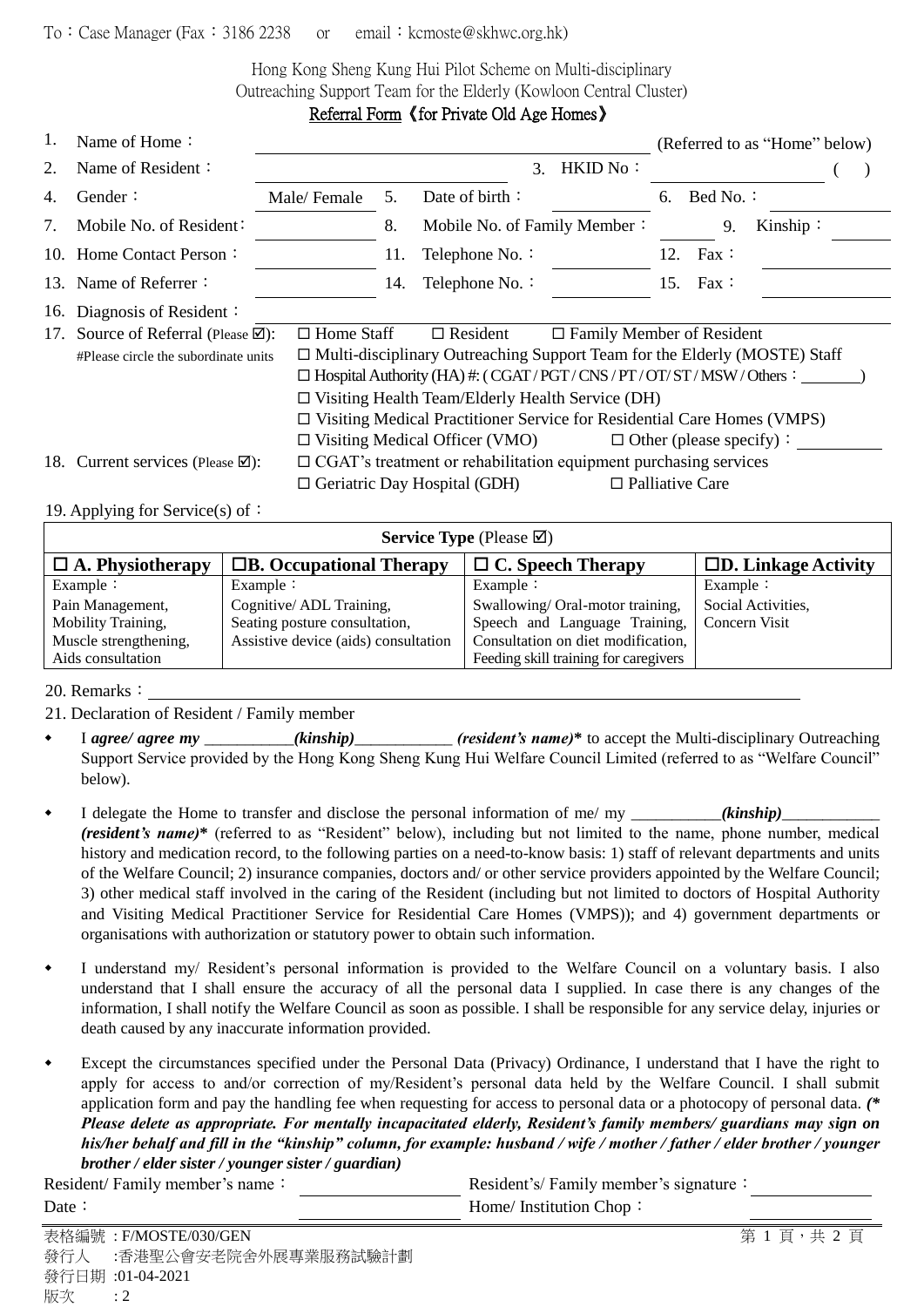To：Case Manager (Fax：3186 2238 or email：kcmoste@skhwc.org.hk)

Hong Kong Sheng Kung Hui Pilot Scheme on Multi-disciplinary
Outreaching Support Team for the Elderly (Kowloon Central Cluster)

## Referral Form《for Private Old Age Homes》

1. Name of Home：________________ (Referred to as "Home" below)
2. Name of Resident：________________ 3. HKID No：________________ (   )
4. Gender：Male/ Female 5. Date of birth：__________ 6. Bed No.：__________
7. Mobile No. of Resident：__________ 8. Mobile No. of Family Member：__________ 9. Kinship：__________
10. Home Contact Person：__________ 11. Telephone No.：__________ 12. Fax：__________
13. Name of Referrer：__________ 14. Telephone No.：__________ 15. Fax：__________
16. Diagnosis of Resident：________________
17. Source of Referral (Please ☑): #Please circle the subordinate units
   - ☐ Home Staff ☐ Resident ☐ Family Member of Resident
   - ☐ Multi-disciplinary Outreaching Support Team for the Elderly (MOSTE) Staff
   - ☐ Hospital Authority (HA) #: ( CGAT / PGT / CNS / PT / OT/ ST / MSW / Others：________)
   - ☐ Visiting Health Team/Elderly Health Service (DH)
   - ☐ Visiting Medical Practitioner Service for Residential Care Homes (VMPS)
   - ☐ Visiting Medical Officer (VMO) ☐ Other (please specify)：__________
18. Current services (Please ☑):
   - ☐ CGAT's treatment or rehabilitation equipment purchasing services
   - ☐ Geriatric Day Hospital (GDH) ☐ Palliative Care

19. Applying for Service(s) of：

| **Service Type** (Please ☑) | | | |
|---|---|---|---|
| **☐ A. Physiotherapy** | **☐B. Occupational Therapy** | **☐ C. Speech Therapy** | **☐D. Linkage Activity** |
| Example：<br>Pain Management,<br>Mobility Training,<br>Muscle strengthening,<br>Aids consultation | Example：<br>Cognitive/ ADL Training,<br>Seating posture consultation,<br>Assistive device (aids) consultation | Example：<br>Swallowing/ Oral-motor training,<br>Speech and Language Training,<br>Consultation on diet modification,<br>Feeding skill training for caregivers | Example：<br>Social Activities,<br>Concern Visit |

20. Remarks：________________

21. Declaration of Resident / Family member

- I ***agree/ agree my*** ___________***(kinship)***____________ ***(resident's name)**** to accept the Multi-disciplinary Outreaching Support Service provided by the Hong Kong Sheng Kung Hui Welfare Council Limited (referred to as "Welfare Council" below).
- I delegate the Home to transfer and disclose the personal information of me/ my ___________***(kinship)***____________ ***(resident's name)**** (referred to as "Resident" below), including but not limited to the name, phone number, medical history and medication record, to the following parties on a need-to-know basis: 1) staff of relevant departments and units of the Welfare Council; 2) insurance companies, doctors and/ or other service providers appointed by the Welfare Council; 3) other medical staff involved in the caring of the Resident (including but not limited to doctors of Hospital Authority and Visiting Medical Practitioner Service for Residential Care Homes (VMPS)); and 4) government departments or organisations with authorization or statutory power to obtain such information.
- I understand my/ Resident's personal information is provided to the Welfare Council on a voluntary basis. I also understand that I shall ensure the accuracy of all the personal data I supplied. In case there is any changes of the information, I shall notify the Welfare Council as soon as possible. I shall be responsible for any service delay, injuries or death caused by any inaccurate information provided.
- Except the circumstances specified under the Personal Data (Privacy) Ordinance, I understand that I have the right to apply for access to and/or correction of my/Resident's personal data held by the Welfare Council. I shall submit application form and pay the handling fee when requesting for access to personal data or a photocopy of personal data. ***(\* Please delete as appropriate. For mentally incapacitated elderly, Resident's family members/ guardians may sign on his/her behalf and fill in the "kinship" column, for example: husband / wife / mother / father / elder brother / younger brother / elder sister / younger sister / guardian)***

Resident/ Family member's name：__________ Resident's/ Family member's signature：__________
Date：__________ Home/ Institution Chop：__________

表格編號：F/MOSTE/030/GEN
發行人 :香港聖公會安老院舍外展專業服務試驗計劃
發行日期 :01-04-2021
版次 : 2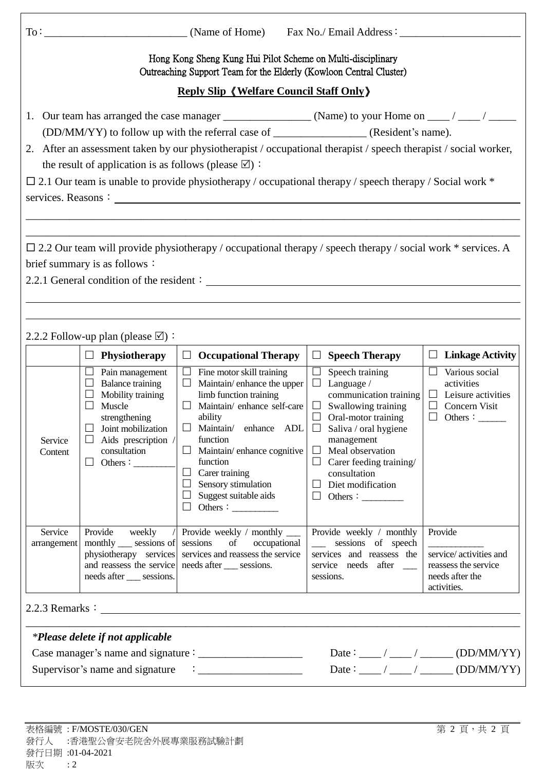To：_________________________ (Name of Home)  Fax No./ Email Address：_____________________

Hong Kong Sheng Kung Hui Pilot Scheme on Multi-disciplinary
Outreaching Support Team for the Elderly (Kowloon Central Cluster)

**Reply Slip《Welfare Council Staff Only》**

1. Our team has arranged the case manager _______________ (Name) to your Home on ____ / ____ / _____ (DD/MM/YY) to follow up with the referral case of ________________ (Resident's name).
2. After an assessment taken by our physiotherapist / occupational therapist / speech therapist / social worker, the result of application is as follows (please ☑)：

☐ 2.1 Our team is unable to provide physiotherapy / occupational therapy / speech therapy / Social work * services. Reasons：________________________________________________

__________________________________________________________________________

__________________________________________________________________________

☐ 2.2 Our team will provide physiotherapy / occupational therapy / speech therapy / social work * services. A brief summary is as follows：

2.2.1 General condition of the resident：________________________________________

__________________________________________________________________________

__________________________________________________________________________

2.2.2 Follow-up plan (please ☑)：

| | ☐ **Physiotherapy** | ☐ **Occupational Therapy** | ☐ **Speech Therapy** | ☐ **Linkage Activity** |
|---|---|---|---|---|
| Service Content | ☐ Pain management<br>☐ Balance training<br>☐ Mobility training<br>☐ Muscle strengthening<br>☐ Joint mobilization<br>☐ Aids prescription / consultation<br>☐ Others：________ | ☐ Fine motor skill training<br>☐ Maintain/ enhance the upper limb function training<br>☐ Maintain/ enhance self-care ability<br>☐ Maintain/ enhance ADL function<br>☐ Maintain/ enhance cognitive function<br>☐ Carer training<br>☐ Sensory stimulation<br>☐ Suggest suitable aids<br>☐ Others：_________ | ☐ Speech training<br>☐ Language / communication training<br>☐ Swallowing training<br>☐ Oral-motor training<br>☐ Saliva / oral hygiene management<br>☐ Meal observation<br>☐ Carer feeding training/ consultation<br>☐ Diet modification<br>☐ Others：________ | ☐ Various social activities<br>☐ Leisure activities<br>☐ Concern Visit<br>☐ Others：______ |
| Service arrangement | Provide weekly / monthly ___ sessions of physiotherapy services and reassess the service needs after ___ sessions. | Provide weekly / monthly ___ sessions of occupational services and reassess the service needs after ___ sessions. | Provide weekly / monthly ___ sessions of speech services and reassess the service needs after ___ sessions. | Provide ___________ service/ activities and reassess the service needs after the activities. |

2.2.3 Remarks：__________________________________________________________

__________________________________________________________________________

*\*Please delete if not applicable*

Case manager's name and signature：__________________  Date：____ / ____ / ______ (DD/MM/YY)

Supervisor's name and signature  ：__________________  Date：____ / ____ / ______ (DD/MM/YY)

表格編號 : F/MOSTE/030/GEN
發行人 :香港聖公會安老院舍外展專業服務試驗計劃
發行日期 :01-04-2021
版次 : 2